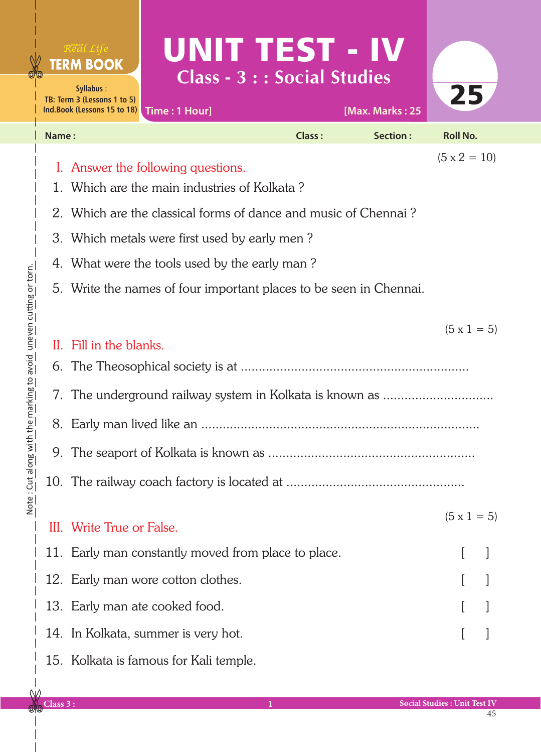Real Life **TERM BOOK**

Syllabus :
TB: Term 3 (Lessons 1 to 5)
Ind.Book (Lessons 15 to 18)

# UNIT TEST - IV

## Class - 3 : : Social Studies

Time : 1 Hour] [Max. Marks : 25

**25**

Name : Class : Section : Roll No.

Note : Cut along with the marking to avoid uneven cutting or torn.

## I. Answer the following questions. (5 x 2 = 10)

1. Which are the main industries of Kolkata ?
2. Which are the classical forms of dance and music of Chennai ?
3. Which metals were first used by early men ?
4. What were the tools used by the early man ?
5. Write the names of four important places to be seen in Chennai.

## II. Fill in the blanks. (5 x 1 = 5)

6. The Theosophical society is at ..............................................................
7. The underground railway system in Kolkata is known as ..............................
8. Early man lived like an ..........................................................................
9. The seaport of Kolkata is known as .......................................................
10. The railway coach factory is located at ................................................

## III. Write True or False. (5 x 1 = 5)

11. Early man constantly moved from place to place. [ ]
12. Early man wore cotton clothes. [ ]
13. Early man ate cooked food. [ ]
14. In Kolkata, summer is very hot. [ ]
15. Kolkata is famous for Kali temple.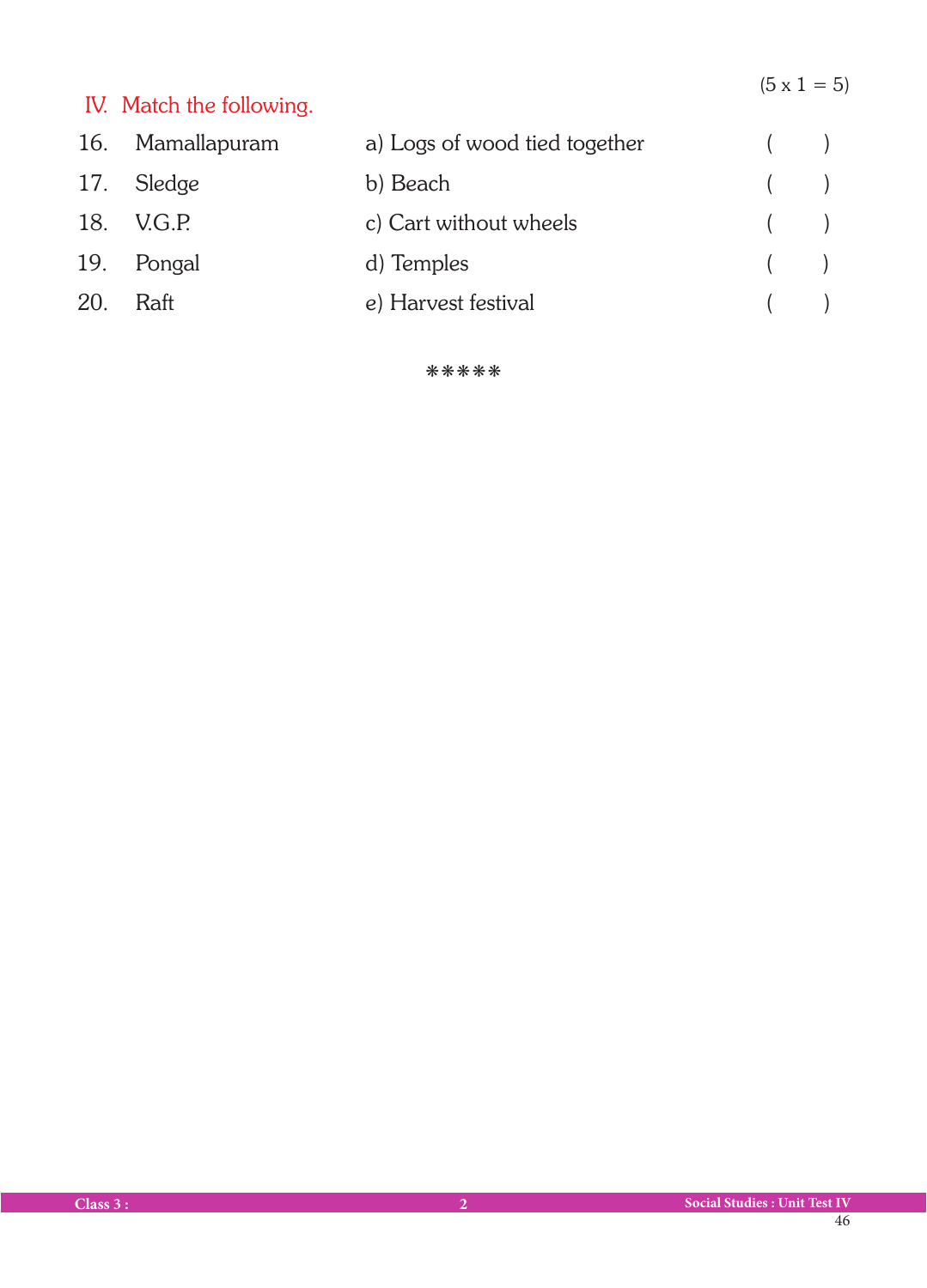(5 x 1 = 5)

## IV. Match the following.

| | | | |
|---|---|---|---|
| 16. | Mamallapuram | a) Logs of wood tied together | (   ) |
| 17. | Sledge | b) Beach | (   ) |
| 18. | V.G.P. | c) Cart without wheels | (   ) |
| 19. | Pongal | d) Temples | (   ) |
| 20. | Raft | e) Harvest festival | (   ) |

*****